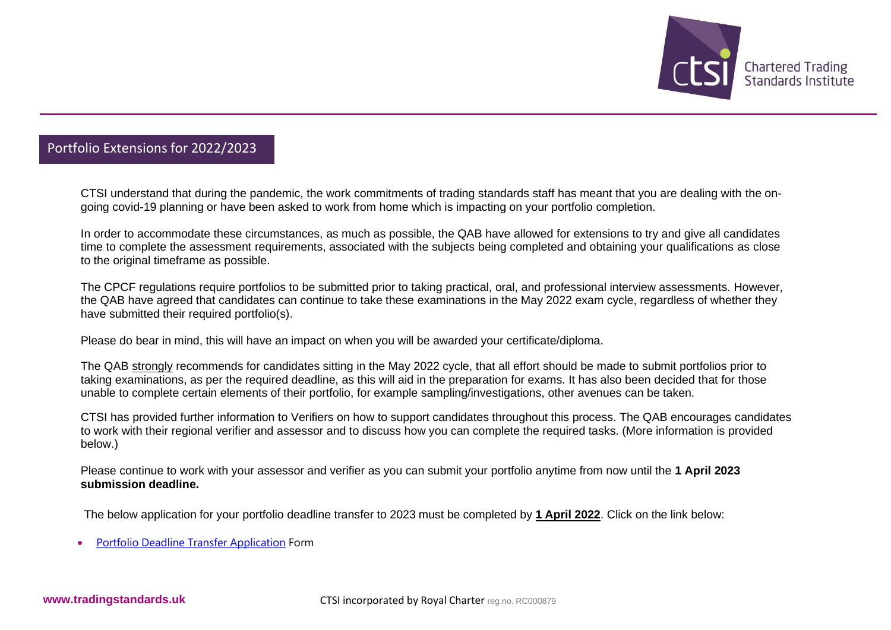## Portfolio Extensions for 2022/2023

CTSI understand that during the pandemic, the work commitments of trading standards staff has meant that you are dealing with the on-going covid-19 planning or have been asked to work from home which is impacting on your portfolio completion.

In order to accommodate these circumstances, as much as possible, the QAB have allowed for extensions to try and give all candidates time to complete the assessment requirements, associated with the subjects being completed and obtaining your qualifications as close to the original timeframe as possible.

The CPCF regulations require portfolios to be submitted prior to taking practical, oral, and professional interview assessments. However, the QAB have agreed that candidates can continue to take these examinations in the May 2022 exam cycle, regardless of whether they have submitted their required portfolio(s).

Please do bear in mind, this will have an impact on when you will be awarded your certificate/diploma.

The QAB strongly recommends for candidates sitting in the May 2022 cycle, that all effort should be made to submit portfolios prior to taking examinations, as per the required deadline, as this will aid in the preparation for exams. It has also been decided that for those unable to complete certain elements of their portfolio, for example sampling/investigations, other avenues can be taken.

CTSI has provided further information to Verifiers on how to support candidates throughout this process. The QAB encourages candidates to work with their regional verifier and assessor and to discuss how you can complete the required tasks. (More information is provided below.)

Please continue to work with your assessor and verifier as you can submit your portfolio anytime from now until the **1 April 2023 submission deadline.**

The below application for your portfolio deadline transfer to 2023 must be completed by **1 April 2022**. Click on the link below:

- Portfolio Deadline Transfer Application Form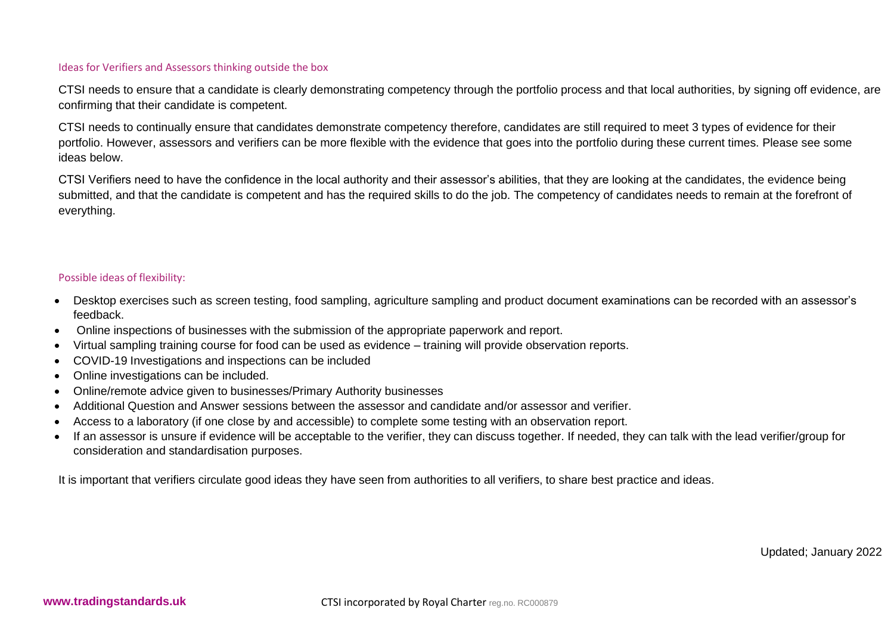## Ideas for Verifiers and Assessors thinking outside the box

CTSI needs to ensure that a candidate is clearly demonstrating competency through the portfolio process and that local authorities, by signing off evidence, are confirming that their candidate is competent.

CTSI needs to continually ensure that candidates demonstrate competency therefore, candidates are still required to meet 3 types of evidence for their portfolio. However, assessors and verifiers can be more flexible with the evidence that goes into the portfolio during these current times. Please see some ideas below.

CTSI Verifiers need to have the confidence in the local authority and their assessor's abilities, that they are looking at the candidates, the evidence being submitted, and that the candidate is competent and has the required skills to do the job. The competency of candidates needs to remain at the forefront of everything.

## Possible ideas of flexibility:

- Desktop exercises such as screen testing, food sampling, agriculture sampling and product document examinations can be recorded with an assessor's feedback.
- Online inspections of businesses with the submission of the appropriate paperwork and report.
- Virtual sampling training course for food can be used as evidence – training will provide observation reports.
- COVID-19 Investigations and inspections can be included
- Online investigations can be included.
- Online/remote advice given to businesses/Primary Authority businesses
- Additional Question and Answer sessions between the assessor and candidate and/or assessor and verifier.
- Access to a laboratory (if one close by and accessible) to complete some testing with an observation report.
- If an assessor is unsure if evidence will be acceptable to the verifier, they can discuss together. If needed, they can talk with the lead verifier/group for consideration and standardisation purposes.

It is important that verifiers circulate good ideas they have seen from authorities to all verifiers, to share best practice and ideas.

Updated; January 2022